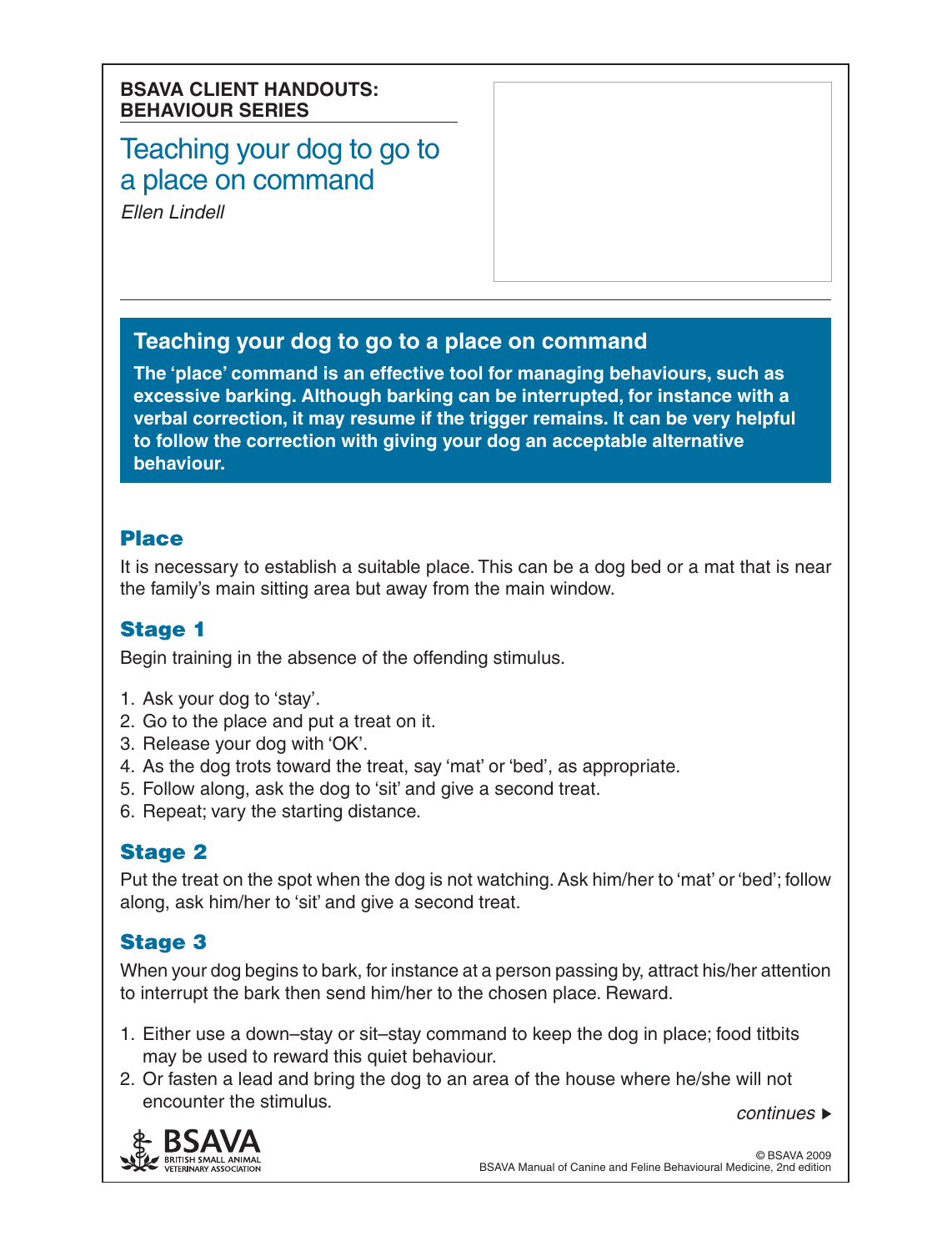**BSAVA CLIENT HANDOUTS: BEHAVIOUR SERIES**

# Teaching your dog to go to a place on command

*Ellen Lindell*

## Teaching your dog to go to a place on command

**The 'place' command is an effective tool for managing behaviours, such as excessive barking. Although barking can be interrupted, for instance with a verbal correction, it may resume if the trigger remains. It can be very helpful to follow the correction with giving your dog an acceptable alternative behaviour.**

### Place

It is necessary to establish a suitable place. This can be a dog bed or a mat that is near the family's main sitting area but away from the main window.

### Stage 1

Begin training in the absence of the offending stimulus.

1. Ask your dog to 'stay'.
2. Go to the place and put a treat on it.
3. Release your dog with 'OK'.
4. As the dog trots toward the treat, say 'mat' or 'bed', as appropriate.
5. Follow along, ask the dog to 'sit' and give a second treat.
6. Repeat; vary the starting distance.

### Stage 2

Put the treat on the spot when the dog is not watching. Ask him/her to 'mat' or 'bed'; follow along, ask him/her to 'sit' and give a second treat.

### Stage 3

When your dog begins to bark, for instance at a person passing by, attract his/her attention to interrupt the bark then send him/her to the chosen place. Reward.

1. Either use a down–stay or sit–stay command to keep the dog in place; food titbits may be used to reward this quiet behaviour.
2. Or fasten a lead and bring the dog to an area of the house where he/she will not encounter the stimulus.

*continues* ▶

© BSAVA 2009
BSAVA Manual of Canine and Feline Behavioural Medicine, 2nd edition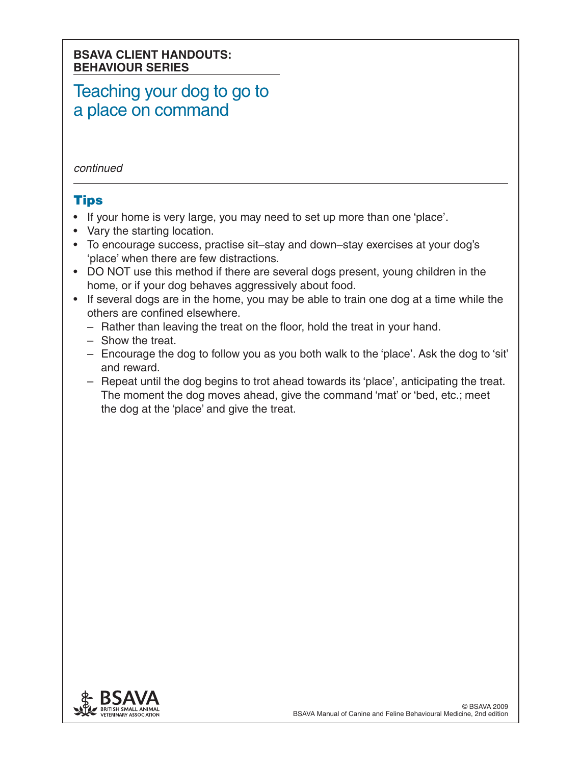**BSAVA CLIENT HANDOUTS: BEHAVIOUR SERIES**

# Teaching your dog to go to a place on command

*continued*

## Tips

- If your home is very large, you may need to set up more than one 'place'.
- Vary the starting location.
- To encourage success, practise sit–stay and down–stay exercises at your dog's 'place' when there are few distractions.
- DO NOT use this method if there are several dogs present, young children in the home, or if your dog behaves aggressively about food.
- If several dogs are in the home, you may be able to train one dog at a time while the others are confined elsewhere.
  - Rather than leaving the treat on the floor, hold the treat in your hand.
  - Show the treat.
  - Encourage the dog to follow you as you both walk to the 'place'. Ask the dog to 'sit' and reward.
  - Repeat until the dog begins to trot ahead towards its 'place', anticipating the treat. The moment the dog moves ahead, give the command 'mat' or 'bed, etc.; meet the dog at the 'place' and give the treat.

© BSAVA 2009
BSAVA Manual of Canine and Feline Behavioural Medicine, 2nd edition